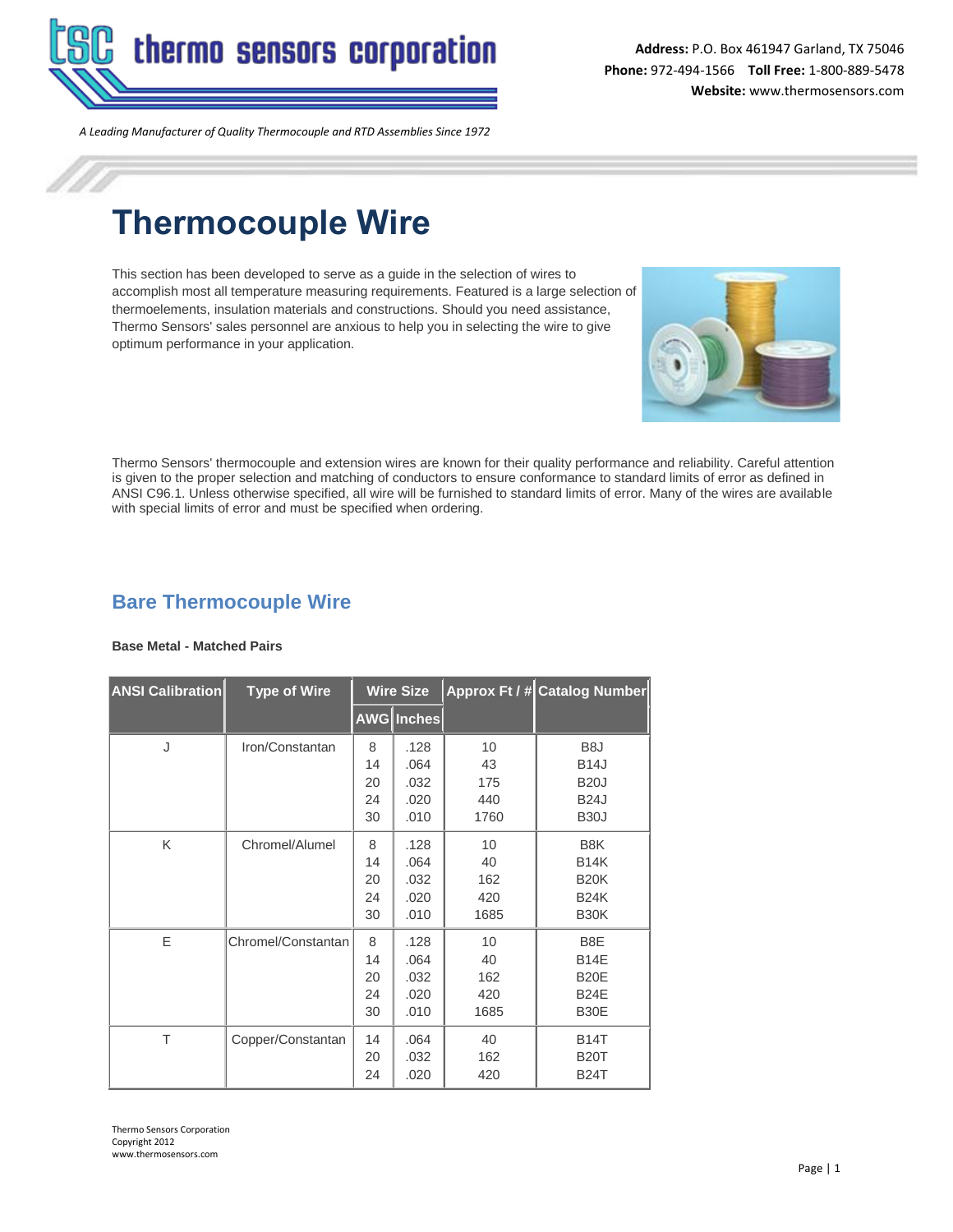**Address:** P.O. Box 461947 Garland, TX 75046
**Phone:** 972-494-1566 **Toll Free:** 1-800-889-5478
**Website:** www.thermosensors.com

*A Leading Manufacturer of Quality Thermocouple and RTD Assemblies Since 1972*

# Thermocouple Wire

This section has been developed to serve as a guide in the selection of wires to accomplish most all temperature measuring requirements. Featured is a large selection of thermoelements, insulation materials and constructions. Should you need assistance, Thermo Sensors' sales personnel are anxious to help you in selecting the wire to give optimum performance in your application.

Thermo Sensors' thermocouple and extension wires are known for their quality performance and reliability. Careful attention is given to the proper selection and matching of conductors to ensure conformance to standard limits of error as defined in ANSI C96.1. Unless otherwise specified, all wire will be furnished to standard limits of error. Many of the wires are available with special limits of error and must be specified when ordering.

## Bare Thermocouple Wire

**Base Metal - Matched Pairs**

| ANSI Calibration | Type of Wire | Wire Size | | Approx Ft / # | Catalog Number |
|---|---|---|---|---|---|
| | | AWG | Inches | | |
| J | Iron/Constantan | 8 | .128 | 10 | B8J |
| | | 14 | .064 | 43 | B14J |
| | | 20 | .032 | 175 | B20J |
| | | 24 | .020 | 440 | B24J |
| | | 30 | .010 | 1760 | B30J |
| K | Chromel/Alumel | 8 | .128 | 10 | B8K |
| | | 14 | .064 | 40 | B14K |
| | | 20 | .032 | 162 | B20K |
| | | 24 | .020 | 420 | B24K |
| | | 30 | .010 | 1685 | B30K |
| E | Chromel/Constantan | 8 | .128 | 10 | B8E |
| | | 14 | .064 | 40 | B14E |
| | | 20 | .032 | 162 | B20E |
| | | 24 | .020 | 420 | B24E |
| | | 30 | .010 | 1685 | B30E |
| T | Copper/Constantan | 14 | .064 | 40 | B14T |
| | | 20 | .032 | 162 | B20T |
| | | 24 | .020 | 420 | B24T |

Thermo Sensors Corporation
Copyright 2012
www.thermosensors.com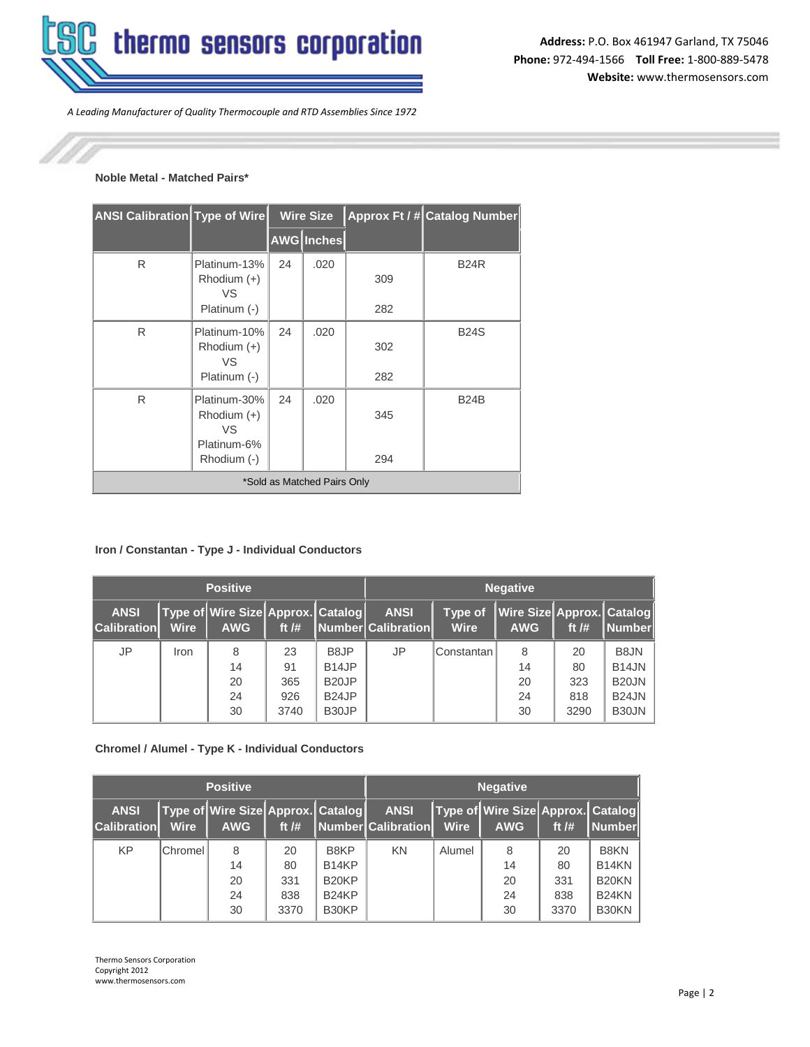thermo sensors corporation

**Address:** P.O. Box 461947 Garland, TX 75046
**Phone:** 972-494-1566 **Toll Free:** 1-800-889-5478
**Website:** www.thermosensors.com

*A Leading Manufacturer of Quality Thermocouple and RTD Assemblies Since 1972*

### Noble Metal - Matched Pairs*

| ANSI Calibration | Type of Wire | Wire Size | | Approx Ft / # | Catalog Number |
|---|---|---|---|---|---|
| | | AWG | Inches | | |
| R | Platinum-13% Rhodium (+) VS Platinum (-) | 24 | .020 | 309<br>282 | B24R |
| R | Platinum-10% Rhodium (+) VS Platinum (-) | 24 | .020 | 302<br>282 | B24S |
| R | Platinum-30% Rhodium (+) VS Platinum-6% Rhodium (-) | 24 | .020 | 345<br>294 | B24B |

*Sold as Matched Pairs Only

### Iron / Constantan - Type J - Individual Conductors

| Positive | | | | | Negative | | | | |
|---|---|---|---|---|---|---|---|---|---|
| ANSI Calibration | Type of Wire | Wire Size AWG | Approx. ft /# | Catalog Number | ANSI Calibration | Type of Wire | Wire Size AWG | Approx. ft /# | Catalog Number |
| JP | Iron | 8 | 23 | B8JP | JP | Constantan | 8 | 20 | B8JN |
| | | 14 | 91 | B14JP | | | 14 | 80 | B14JN |
| | | 20 | 365 | B20JP | | | 20 | 323 | B20JN |
| | | 24 | 926 | B24JP | | | 24 | 818 | B24JN |
| | | 30 | 3740 | B30JP | | | 30 | 3290 | B30JN |

### Chromel / Alumel - Type K - Individual Conductors

| Positive | | | | | Negative | | | | |
|---|---|---|---|---|---|---|---|---|---|
| ANSI Calibration | Type of Wire | Wire Size AWG | Approx. ft /# | Catalog Number | ANSI Calibration | Type of Wire | Wire Size AWG | Approx. ft /# | Catalog Number |
| KP | Chromel | 8 | 20 | B8KP | KN | Alumel | 8 | 20 | B8KN |
| | | 14 | 80 | B14KP | | | 14 | 80 | B14KN |
| | | 20 | 331 | B20KP | | | 20 | 331 | B20KN |
| | | 24 | 838 | B24KP | | | 24 | 838 | B24KN |
| | | 30 | 3370 | B30KP | | | 30 | 3370 | B30KN |

Thermo Sensors Corporation
Copyright 2012
www.thermosensors.com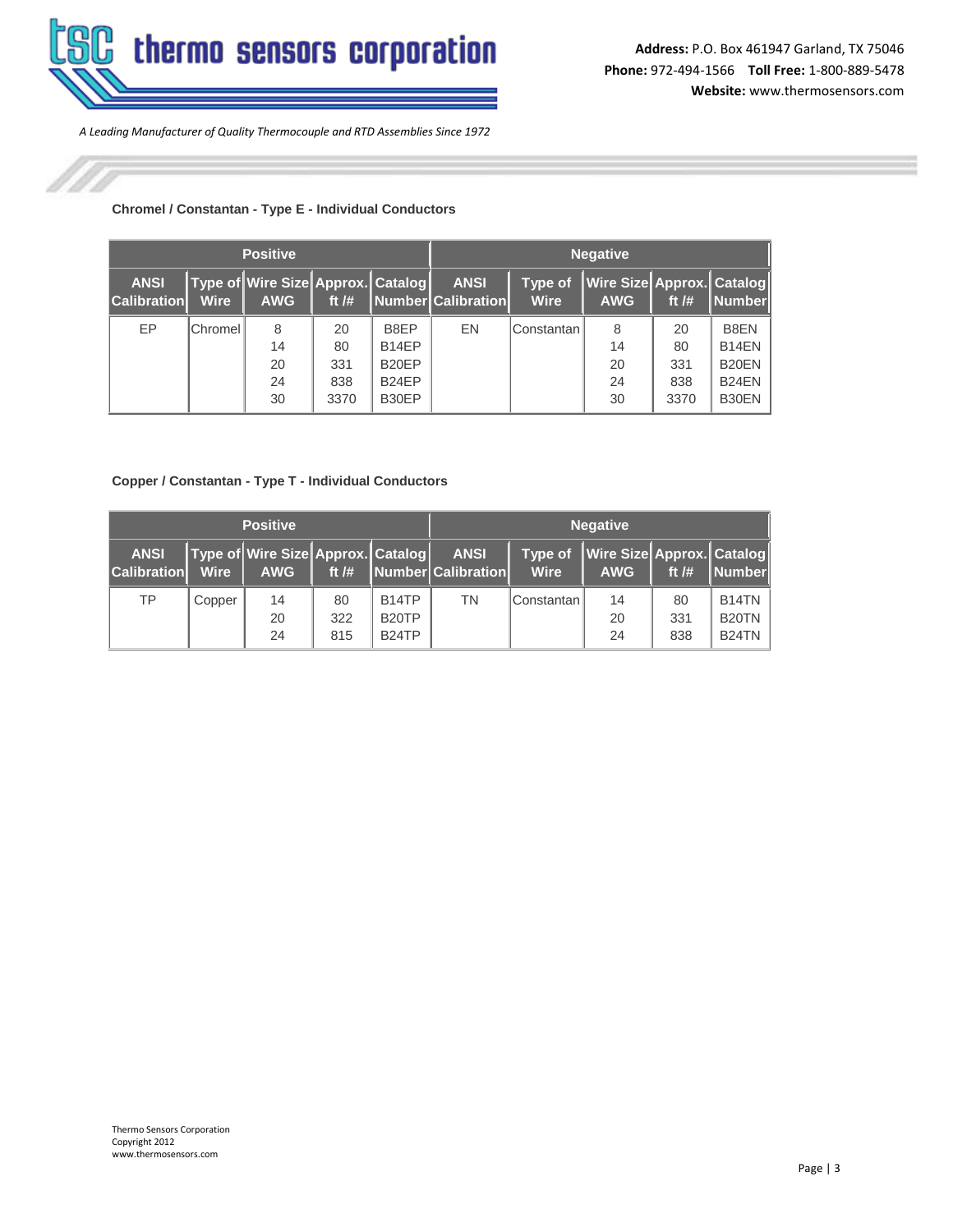### Chromel / Constantan - Type E - Individual Conductors

| Positive | | | | | Negative | | | | |
|---|---|---|---|---|---|---|---|---|---|
| ANSI Calibration | Type of Wire | Wire Size AWG | Approx. ft /# | Catalog Number | ANSI Calibration | Type of Wire | Wire Size AWG | Approx. ft /# | Catalog Number |
| EP | Chromel | 8 | 20 | B8EP | EN | Constantan | 8 | 20 | B8EN |
| | | 14 | 80 | B14EP | | | 14 | 80 | B14EN |
| | | 20 | 331 | B20EP | | | 20 | 331 | B20EN |
| | | 24 | 838 | B24EP | | | 24 | 838 | B24EN |
| | | 30 | 3370 | B30EP | | | 30 | 3370 | B30EN |

### Copper / Constantan - Type T - Individual Conductors

| Positive | | | | | Negative | | | | |
|---|---|---|---|---|---|---|---|---|---|
| ANSI Calibration | Type of Wire | Wire Size AWG | Approx. ft /# | Catalog Number | ANSI Calibration | Type of Wire | Wire Size AWG | Approx. ft /# | Catalog Number |
| TP | Copper | 14 | 80 | B14TP | TN | Constantan | 14 | 80 | B14TN |
| | | 20 | 322 | B20TP | | | 20 | 331 | B20TN |
| | | 24 | 815 | B24TP | | | 24 | 838 | B24TN |